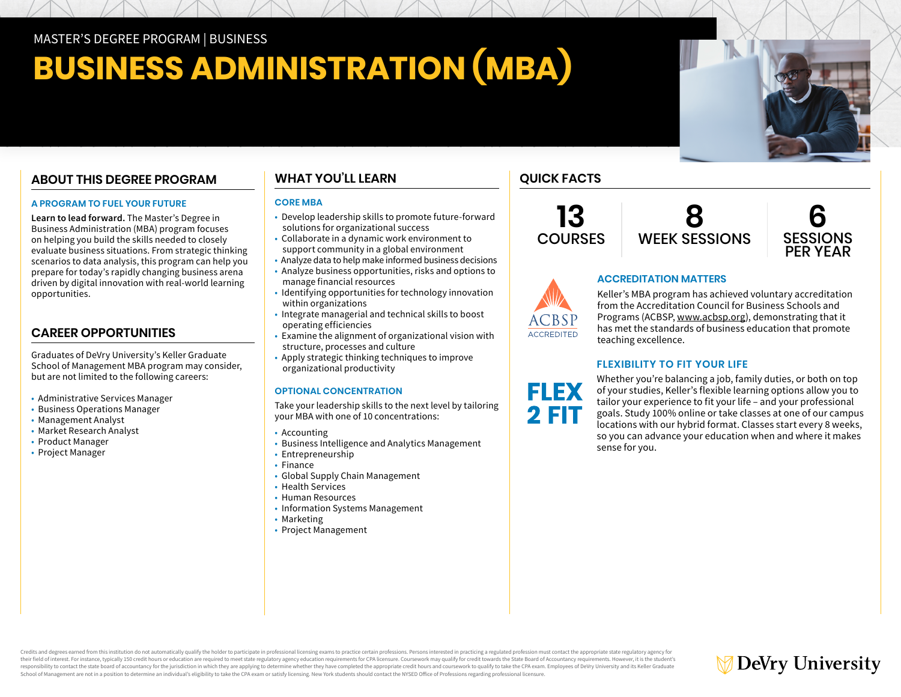MASTER'S DEGREE PROGRAM | BUSINESS

# BUSINESS ADMINISTRATION (MBA)

## ABOUT THIS DEGREE PROGRAM

### A PROGRAM TO FUEL YOUR FUTURE

**Learn to lead forward.** The Master's Degree in Business Administration (MBA) program focuses on helping you build the skills needed to closely evaluate business situations. From strategic thinking scenarios to data analysis, this program can help you prepare for today's rapidly changing business arena driven by digital innovation with real-world learning opportunities.

## CAREER OPPORTUNITIES

Graduates of DeVry University's Keller Graduate School of Management MBA program may consider, but are not limited to the following careers:

- Administrative Services Manager
- Business Operations Manager
- Management Analyst
- Market Research Analyst
- Product Manager
- Project Manager

## WHAT YOU'LL LEARN

### CORE MBA

- Develop leadership skills to promote future-forward solutions for organizational success
- Collaborate in a dynamic work environment to support community in a global environment
- Analyze data to help make informed business decisions
- Analyze business opportunities, risks and options to manage financial resources
- Identifying opportunities for technology innovation within organizations
- Integrate managerial and technical skills to boost operating efficiencies
- Examine the alignment of organizational vision with structure, processes and culture
- Apply strategic thinking techniques to improve organizational productivity

### OPTIONAL CONCENTRATION

Take your leadership skills to the next level by tailoring your MBA with one of 10 concentrations:

- Accounting
- Business Intelligence and Analytics Management
- Entrepreneurship
- Finance
- Global Supply Chain Management
- Health Services
- Human Resources
- Information Systems Management
- Marketing
- Project Management

## QUICK FACTS

**13** COURSES

**8** WEEK SESSIONS

**6** SESSIONS PER YEAR

ACBSP ACCREDITED

### ACCREDITATION MATTERS

Keller's MBA program has achieved voluntary accreditation from the Accreditation Council for Business Schools and Programs (ACBSP, www.acbsp.org), demonstrating that it has met the standards of business education that promote teaching excellence.

FLEX 2 FIT

### FLEXIBILITY TO FIT YOUR LIFE

Whether you're balancing a job, family duties, or both on top of your studies, Keller's flexible learning options allow you to tailor your experience to fit your life – and your professional goals. Study 100% online or take classes at one of our campus locations with our hybrid format. Classes start every 8 weeks, so you can advance your education when and where it makes sense for you.

Credits and degrees earned from this institution do not automatically qualify the holder to participate in professional licensing exams to practice certain professions. Persons interested in practicing a regulated profession must contact the appropriate state regulatory agency for their field of interest. For instance, typically 150 credit hours or education are required to meet state regulatory agency education requirements for CPA licensure. Coursework may qualify for credit towards the State Board of Accountancy requirements. However, it is the student's responsibility to contact the state board of accountancy for the jurisdiction in which they are applying to determine whether they have completed the appropriate credit hours and coursework to qualify to take the CPA exam. Employees of DeVry University and its Keller Graduate School of Management are not in a position to determine an individual's eligibility to take the CPA exam or satisfy licensing. New York students should contact the NYSED Office of Professions regarding professional licensure.

DeVry University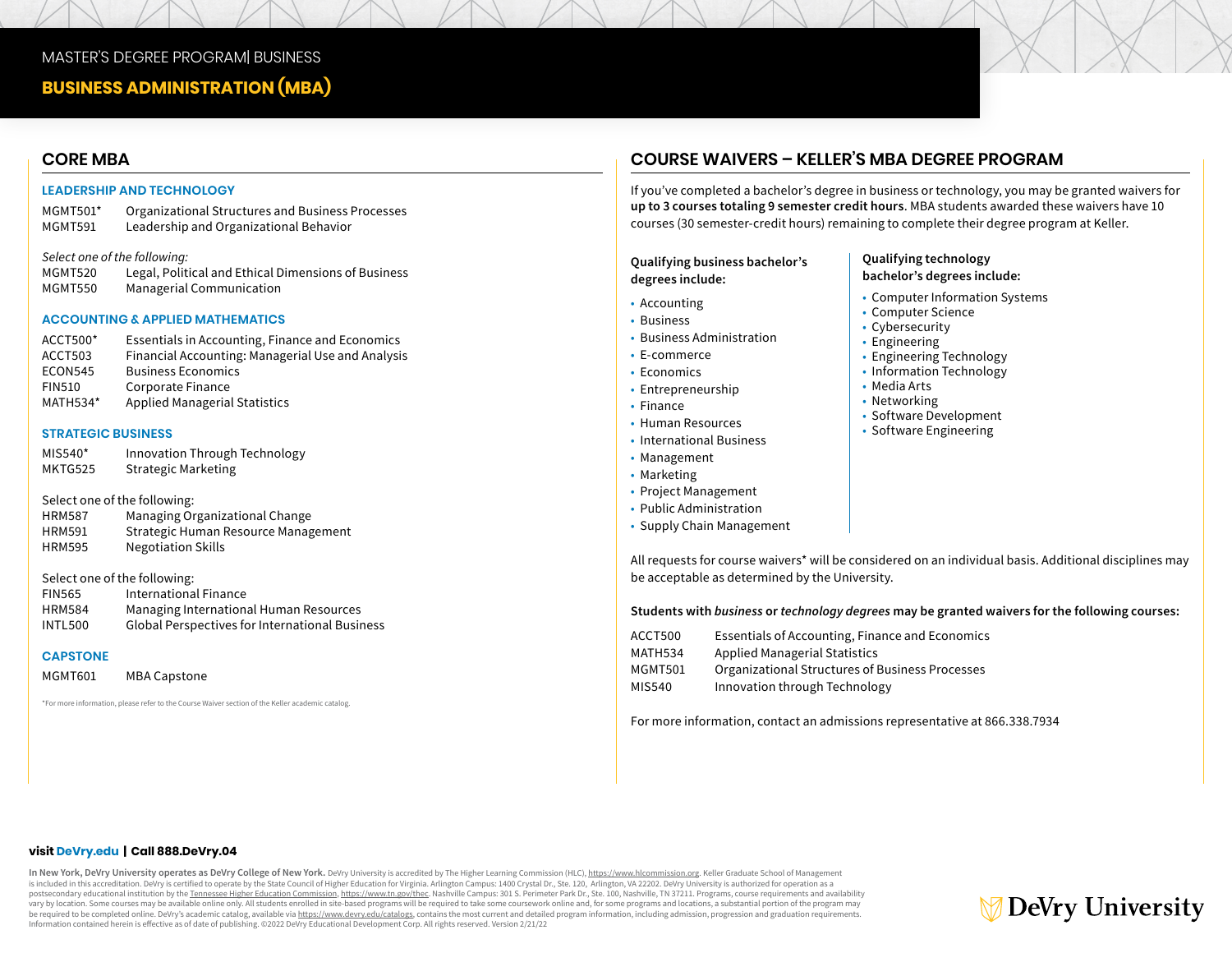MASTER'S DEGREE PROGRAM| BUSINESS

# BUSINESS ADMINISTRATION (MBA)

## CORE MBA

### LEADERSHIP AND TECHNOLOGY

| | |
|---|---|
| MGMT501* | Organizational Structures and Business Processes |
| MGMT591 | Leadership and Organizational Behavior |

*Select one of the following:*

| | |
|---|---|
| MGMT520 | Legal, Political and Ethical Dimensions of Business |
| MGMT550 | Managerial Communication |

### ACCOUNTING & APPLIED MATHEMATICS

| | |
|---|---|
| ACCT500* | Essentials in Accounting, Finance and Economics |
| ACCT503 | Financial Accounting: Managerial Use and Analysis |
| ECON545 | Business Economics |
| FIN510 | Corporate Finance |
| MATH534* | Applied Managerial Statistics |

### STRATEGIC BUSINESS

| | |
|---|---|
| MIS540* | Innovation Through Technology |
| MKTG525 | Strategic Marketing |

Select one of the following:

| | |
|---|---|
| HRM587 | Managing Organizational Change |
| HRM591 | Strategic Human Resource Management |
| HRM595 | Negotiation Skills |

Select one of the following:

| | |
|---|---|
| FIN565 | International Finance |
| HRM584 | Managing International Human Resources |
| INTL500 | Global Perspectives for International Business |

### CAPSTONE

| | |
|---|---|
| MGMT601 | MBA Capstone |

*For more information, please refer to the Course Waiver section of the Keller academic catalog.

## COURSE WAIVERS – KELLER'S MBA DEGREE PROGRAM

If you've completed a bachelor's degree in business or technology, you may be granted waivers for **up to 3 courses totaling 9 semester credit hours**. MBA students awarded these waivers have 10 courses (30 semester-credit hours) remaining to complete their degree program at Keller.

**Qualifying business bachelor's degrees include:**

- Accounting
- Business
- Business Administration
- E-commerce
- Economics
- Entrepreneurship
- Finance
- Human Resources
- International Business
- Management
- Marketing
- Project Management
- Public Administration
- Supply Chain Management

**Qualifying technology bachelor's degrees include:**

- Computer Information Systems
- Computer Science
- Cybersecurity
- Engineering
- Engineering Technology
- Information Technology
- Media Arts
- Networking
- Software Development
- Software Engineering

All requests for course waivers* will be considered on an individual basis. Additional disciplines may be acceptable as determined by the University.

**Students with *business* or *technology degrees* may be granted waivers for the following courses:**

| | |
|---|---|
| ACCT500 | Essentials of Accounting, Finance and Economics |
| MATH534 | Applied Managerial Statistics |
| MGMT501 | Organizational Structures of Business Processes |
| MIS540 | Innovation through Technology |

For more information, contact an admissions representative at 866.338.7934

**visit DeVry.edu | Call 888.DeVry.04**

**In New York, DeVry University operates as DeVry College of New York.** DeVry University is accredited by The Higher Learning Commission (HLC), https://www.hlcommission.org. Keller Graduate School of Management is included in this accreditation. DeVry is certified to operate by the State Council of Higher Education for Virginia. Arlington Campus: 1400 Crystal Dr., Ste. 120, Arlington, VA 22202. DeVry University is authorized for operation as a postsecondary educational institution by the Tennessee Higher Education Commission, https://www.tn.gov/thec. Nashville Campus: 301 S. Perimeter Park Dr., Ste. 100, Nashville, TN 37211. Programs, course requirements and availability vary by location. Some courses may be available online only. All students enrolled in site-based programs will be required to take some coursework online and, for some programs and locations, a substantial portion of the program may be required to be completed online. DeVry's academic catalog, available via https://www.devry.edu/catalogs, contains the most current and detailed program information, including admission, progression and graduation requirements. Information contained herein is effective as of date of publishing. ©2022 DeVry Educational Development Corp. All rights reserved. Version 2/21/22

DeVry University